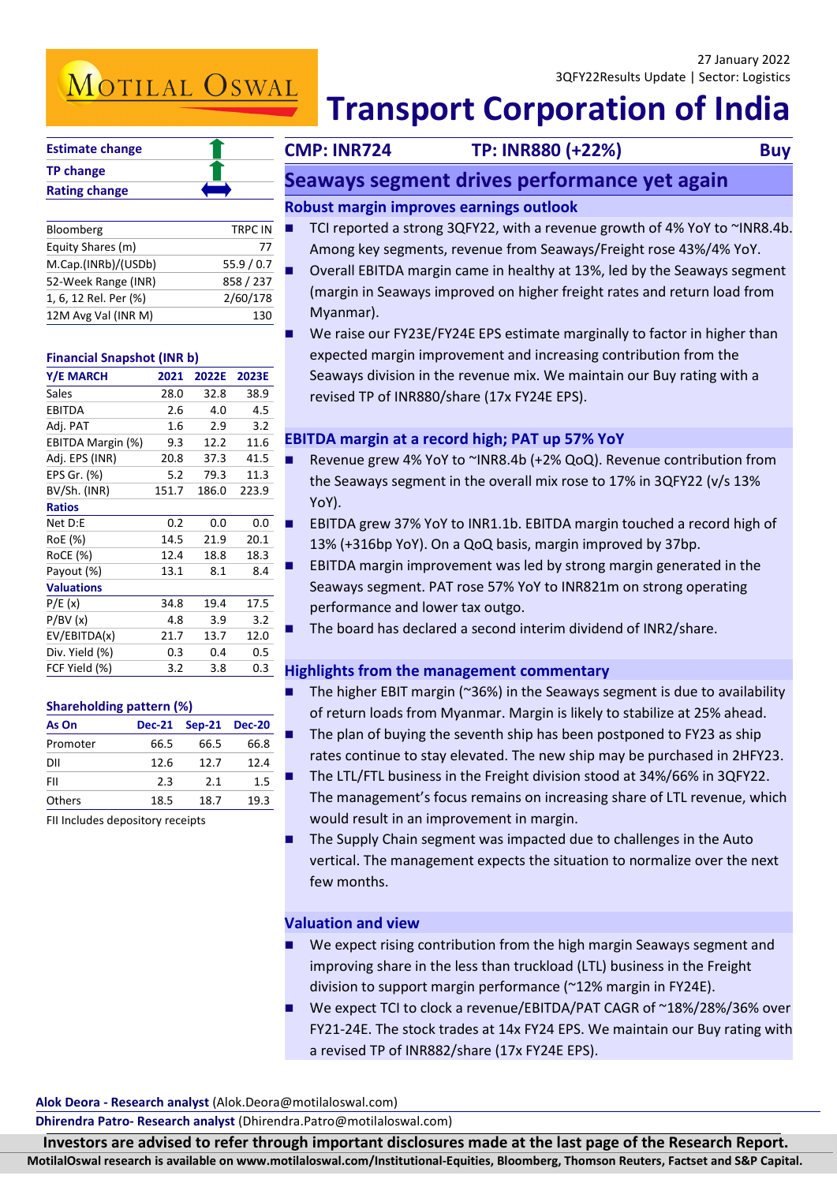27 January 2022

3QFY22Results Update | Sector: Logistics

# Transport Corporation of India

| | |
|---|---|
| Estimate change | ↑ |
| TP change | ↑ |
| Rating change | ⟷ |

| | |
|---|---|
| Bloomberg | TRPC IN |
| Equity Shares (m) | 77 |
| M.Cap.(INRb)/(USDb) | 55.9 / 0.7 |
| 52-Week Range (INR) | 858 / 237 |
| 1, 6, 12 Rel. Per (%) | 2/60/178 |
| 12M Avg Val (INR M) | 130 |

**Financial Snapshot (INR b)**

| Y/E MARCH | 2021 | 2022E | 2023E |
|---|---|---|---|
| Sales | 28.0 | 32.8 | 38.9 |
| EBITDA | 2.6 | 4.0 | 4.5 |
| Adj. PAT | 1.6 | 2.9 | 3.2 |
| EBITDA Margin (%) | 9.3 | 12.2 | 11.6 |
| Adj. EPS (INR) | 20.8 | 37.3 | 41.5 |
| EPS Gr. (%) | 5.2 | 79.3 | 11.3 |
| BV/Sh. (INR) | 151.7 | 186.0 | 223.9 |
| **Ratios** | | | |
| Net D:E | 0.2 | 0.0 | 0.0 |
| RoE (%) | 14.5 | 21.9 | 20.1 |
| RoCE (%) | 12.4 | 18.8 | 18.3 |
| Payout (%) | 13.1 | 8.1 | 8.4 |
| **Valuations** | | | |
| P/E (x) | 34.8 | 19.4 | 17.5 |
| P/BV (x) | 4.8 | 3.9 | 3.2 |
| EV/EBITDA(x) | 21.7 | 13.7 | 12.0 |
| Div. Yield (%) | 0.3 | 0.4 | 0.5 |
| FCF Yield (%) | 3.2 | 3.8 | 0.3 |

**Shareholding pattern (%)**

| As On | Dec-21 | Sep-21 | Dec-20 |
|---|---|---|---|
| Promoter | 66.5 | 66.5 | 66.8 |
| DII | 12.6 | 12.7 | 12.4 |
| FII | 2.3 | 2.1 | 1.5 |
| Others | 18.5 | 18.7 | 19.3 |

FII Includes depository receipts

**CMP: INR724 | TP: INR880 (+22%) | Buy**

## Seaways segment drives performance yet again

### Robust margin improves earnings outlook

- TCI reported a strong 3QFY22, with a revenue growth of 4% YoY to ~INR8.4b. Among key segments, revenue from Seaways/Freight rose 43%/4% YoY.
- Overall EBITDA margin came in healthy at 13%, led by the Seaways segment (margin in Seaways improved on higher freight rates and return load from Myanmar).
- We raise our FY23E/FY24E EPS estimate marginally to factor in higher than expected margin improvement and increasing contribution from the Seaways division in the revenue mix. We maintain our Buy rating with a revised TP of INR880/share (17x FY24E EPS).

### EBITDA margin at a record high; PAT up 57% YoY

- Revenue grew 4% YoY to ~INR8.4b (+2% QoQ). Revenue contribution from the Seaways segment in the overall mix rose to 17% in 3QFY22 (v/s 13% YoY).
- EBITDA grew 37% YoY to INR1.1b. EBITDA margin touched a record high of 13% (+316bp YoY). On a QoQ basis, margin improved by 37bp.
- EBITDA margin improvement was led by strong margin generated in the Seaways segment. PAT rose 57% YoY to INR821m on strong operating performance and lower tax outgo.
- The board has declared a second interim dividend of INR2/share.

### Highlights from the management commentary

- The higher EBIT margin (~36%) in the Seaways segment is due to availability of return loads from Myanmar. Margin is likely to stabilize at 25% ahead.
- The plan of buying the seventh ship has been postponed to FY23 as ship rates continue to stay elevated. The new ship may be purchased in 2HFY23.
- The LTL/FTL business in the Freight division stood at 34%/66% in 3QFY22. The management's focus remains on increasing share of LTL revenue, which would result in an improvement in margin.
- The Supply Chain segment was impacted due to challenges in the Auto vertical. The management expects the situation to normalize over the next few months.

### Valuation and view

- We expect rising contribution from the high margin Seaways segment and improving share in the less than truckload (LTL) business in the Freight division to support margin performance (~12% margin in FY24E).
- We expect TCI to clock a revenue/EBITDA/PAT CAGR of ~18%/28%/36% over FY21-24E. The stock trades at 14x FY24 EPS. We maintain our Buy rating with a revised TP of INR882/share (17x FY24E EPS).

**Alok Deora - Research analyst** (Alok.Deora@motilaloswal.com)

**Dhirendra Patro- Research analyst** (Dhirendra.Patro@motilaloswal.com)

**Investors are advised to refer through important disclosures made at the last page of the Research Report.**

**MotilalOswal research is available on www.motilaloswal.com/Institutional-Equities, Bloomberg, Thomson Reuters, Factset and S&P Capital.**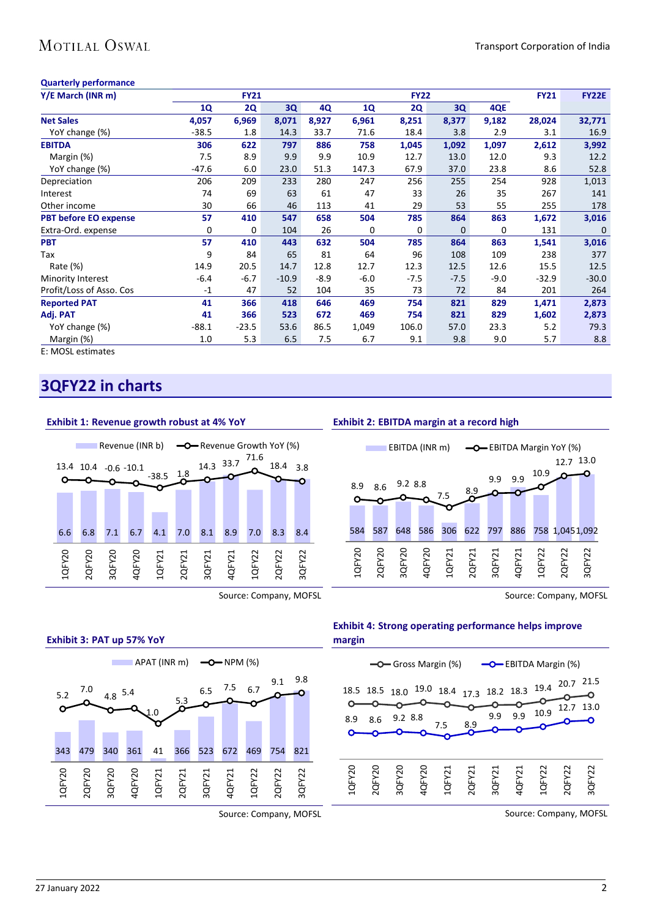**Quarterly performance**

| Y/E March (INR m) | FY21 | | | | FY22 | | | | FY21 | FY22E |
|---|---|---|---|---|---|---|---|---|---|---|
| | 1Q | 2Q | 3Q | 4Q | 1Q | 2Q | 3Q | 4QE | | |
| **Net Sales** | 4,057 | 6,969 | 8,071 | 8,927 | 6,961 | 8,251 | 8,377 | 9,182 | 28,024 | 32,771 |
| YoY change (%) | -38.5 | 1.8 | 14.3 | 33.7 | 71.6 | 18.4 | 3.8 | 2.9 | 3.1 | 16.9 |
| **EBITDA** | 306 | 622 | 797 | 886 | 758 | 1,045 | 1,092 | 1,097 | 2,612 | 3,992 |
| Margin (%) | 7.5 | 8.9 | 9.9 | 9.9 | 10.9 | 12.7 | 13.0 | 12.0 | 9.3 | 12.2 |
| YoY change (%) | -47.6 | 6.0 | 23.0 | 51.3 | 147.3 | 67.9 | 37.0 | 23.8 | 8.6 | 52.8 |
| Depreciation | 206 | 209 | 233 | 280 | 247 | 256 | 255 | 254 | 928 | 1,013 |
| Interest | 74 | 69 | 63 | 61 | 47 | 33 | 26 | 35 | 267 | 141 |
| Other income | 30 | 66 | 46 | 113 | 41 | 29 | 53 | 55 | 255 | 178 |
| **PBT before EO expense** | 57 | 410 | 547 | 658 | 504 | 785 | 864 | 863 | 1,672 | 3,016 |
| Extra-Ord. expense | 0 | 0 | 104 | 26 | 0 | 0 | 0 | 0 | 131 | 0 |
| **PBT** | 57 | 410 | 443 | 632 | 504 | 785 | 864 | 863 | 1,541 | 3,016 |
| Tax | 9 | 84 | 65 | 81 | 64 | 96 | 108 | 109 | 238 | 377 |
| Rate (%) | 14.9 | 20.5 | 14.7 | 12.8 | 12.7 | 12.3 | 12.5 | 12.6 | 15.5 | 12.5 |
| Minority Interest | -6.4 | -6.7 | -10.9 | -8.9 | -6.0 | -7.5 | -7.5 | -9.0 | -32.9 | -30.0 |
| Profit/Loss of Asso. Cos | -1 | 47 | 52 | 104 | 35 | 73 | 72 | 84 | 201 | 264 |
| **Reported PAT** | 41 | 366 | 418 | 646 | 469 | 754 | 821 | 829 | 1,471 | 2,873 |
| **Adj. PAT** | 41 | 366 | 523 | 672 | 469 | 754 | 821 | 829 | 1,602 | 2,873 |
| YoY change (%) | -88.1 | -23.5 | 53.6 | 86.5 | 1,049 | 106.0 | 57.0 | 23.3 | 5.2 | 79.3 |
| Margin (%) | 1.0 | 5.3 | 6.5 | 7.5 | 6.7 | 9.1 | 9.8 | 9.0 | 5.7 | 8.8 |

E: MOSL estimates

## 3QFY22 in charts

**Exhibit 1: Revenue growth robust at 4% YoY**

Revenue (INR b) — Revenue Growth YoY (%)

13.4 10.4 -0.6 -10.1 -38.5 1.8 14.3 33.7 71.6 18.4 3.8

6.6 6.8 7.1 6.7 4.1 7.0 8.1 8.9 7.0 8.3 8.4

1QFY20 2QFY20 3QFY20 4QFY20 1QFY21 2QFY21 3QFY21 4QFY21 1QFY22 2QFY22 3QFY22

Source: Company, MOFSL

**Exhibit 2: EBITDA margin at a record high**

EBITDA (INR m) — EBITDA Margin YoY (%)

8.9 8.6 9.2 8.8 7.5 8.9 9.9 9.9 10.9 12.7 13.0

584 587 648 586 306 622 797 886 758 1,045 1,092

1QFY20 2QFY20 3QFY20 4QFY20 1QFY21 2QFY21 3QFY21 4QFY21 1QFY22 2QFY22 3QFY22

Source: Company, MOFSL

**Exhibit 3: PAT up 57% YoY**

APAT (INR m) — NPM (%)

5.2 7.0 4.8 5.4 1.0 5.3 6.5 7.5 6.7 9.1 9.8

343 479 340 361 41 366 523 672 469 754 821

1QFY20 2QFY20 3QFY20 4QFY20 1QFY21 2QFY21 3QFY21 4QFY21 1QFY22 2QFY22 3QFY22

Source: Company, MOFSL

**Exhibit 4: Strong operating performance helps improve margin**

Gross Margin (%) — EBITDA Margin (%)

18.5 18.5 18.0 19.0 18.4 17.3 18.2 18.3 19.4 20.7 21.5

8.9 8.6 9.2 8.8 7.5 8.9 9.9 9.9 10.9 12.7 13.0

1QFY20 2QFY20 3QFY20 4QFY20 1QFY21 2QFY21 3QFY21 4QFY21 1QFY22 2QFY22 3QFY22

Source: Company, MOFSL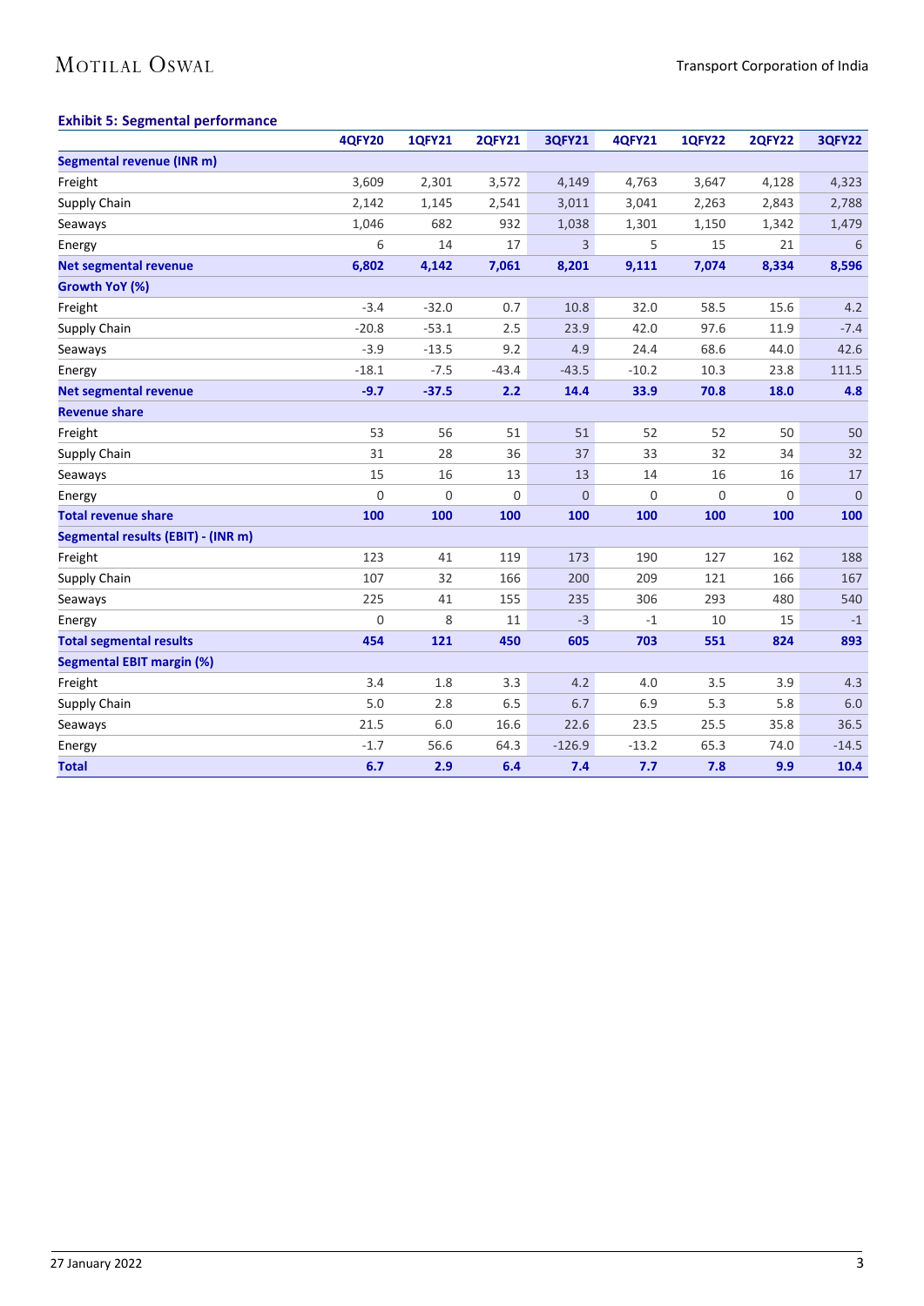**Exhibit 5: Segmental performance**

| | 4QFY20 | 1QFY21 | 2QFY21 | 3QFY21 | 4QFY21 | 1QFY22 | 2QFY22 | 3QFY22 |
|---|---|---|---|---|---|---|---|---|
| **Segmental revenue (INR m)** | | | | | | | | |
| Freight | 3,609 | 2,301 | 3,572 | 4,149 | 4,763 | 3,647 | 4,128 | 4,323 |
| Supply Chain | 2,142 | 1,145 | 2,541 | 3,011 | 3,041 | 2,263 | 2,843 | 2,788 |
| Seaways | 1,046 | 682 | 932 | 1,038 | 1,301 | 1,150 | 1,342 | 1,479 |
| Energy | 6 | 14 | 17 | 3 | 5 | 15 | 21 | 6 |
| **Net segmental revenue** | **6,802** | **4,142** | **7,061** | **8,201** | **9,111** | **7,074** | **8,334** | **8,596** |
| **Growth YoY (%)** | | | | | | | | |
| Freight | -3.4 | -32.0 | 0.7 | 10.8 | 32.0 | 58.5 | 15.6 | 4.2 |
| Supply Chain | -20.8 | -53.1 | 2.5 | 23.9 | 42.0 | 97.6 | 11.9 | -7.4 |
| Seaways | -3.9 | -13.5 | 9.2 | 4.9 | 24.4 | 68.6 | 44.0 | 42.6 |
| Energy | -18.1 | -7.5 | -43.4 | -43.5 | -10.2 | 10.3 | 23.8 | 111.5 |
| **Net segmental revenue** | **-9.7** | **-37.5** | **2.2** | **14.4** | **33.9** | **70.8** | **18.0** | **4.8** |
| **Revenue share** | | | | | | | | |
| Freight | 53 | 56 | 51 | 51 | 52 | 52 | 50 | 50 |
| Supply Chain | 31 | 28 | 36 | 37 | 33 | 32 | 34 | 32 |
| Seaways | 15 | 16 | 13 | 13 | 14 | 16 | 16 | 17 |
| Energy | 0 | 0 | 0 | 0 | 0 | 0 | 0 | 0 |
| **Total revenue share** | **100** | **100** | **100** | **100** | **100** | **100** | **100** | **100** |
| **Segmental results (EBIT) - (INR m)** | | | | | | | | |
| Freight | 123 | 41 | 119 | 173 | 190 | 127 | 162 | 188 |
| Supply Chain | 107 | 32 | 166 | 200 | 209 | 121 | 166 | 167 |
| Seaways | 225 | 41 | 155 | 235 | 306 | 293 | 480 | 540 |
| Energy | 0 | 8 | 11 | -3 | -1 | 10 | 15 | -1 |
| **Total segmental results** | **454** | **121** | **450** | **605** | **703** | **551** | **824** | **893** |
| **Segmental EBIT margin (%)** | | | | | | | | |
| Freight | 3.4 | 1.8 | 3.3 | 4.2 | 4.0 | 3.5 | 3.9 | 4.3 |
| Supply Chain | 5.0 | 2.8 | 6.5 | 6.7 | 6.9 | 5.3 | 5.8 | 6.0 |
| Seaways | 21.5 | 6.0 | 16.6 | 22.6 | 23.5 | 25.5 | 35.8 | 36.5 |
| Energy | -1.7 | 56.6 | 64.3 | -126.9 | -13.2 | 65.3 | 74.0 | -14.5 |
| **Total** | **6.7** | **2.9** | **6.4** | **7.4** | **7.7** | **7.8** | **9.9** | **10.4** |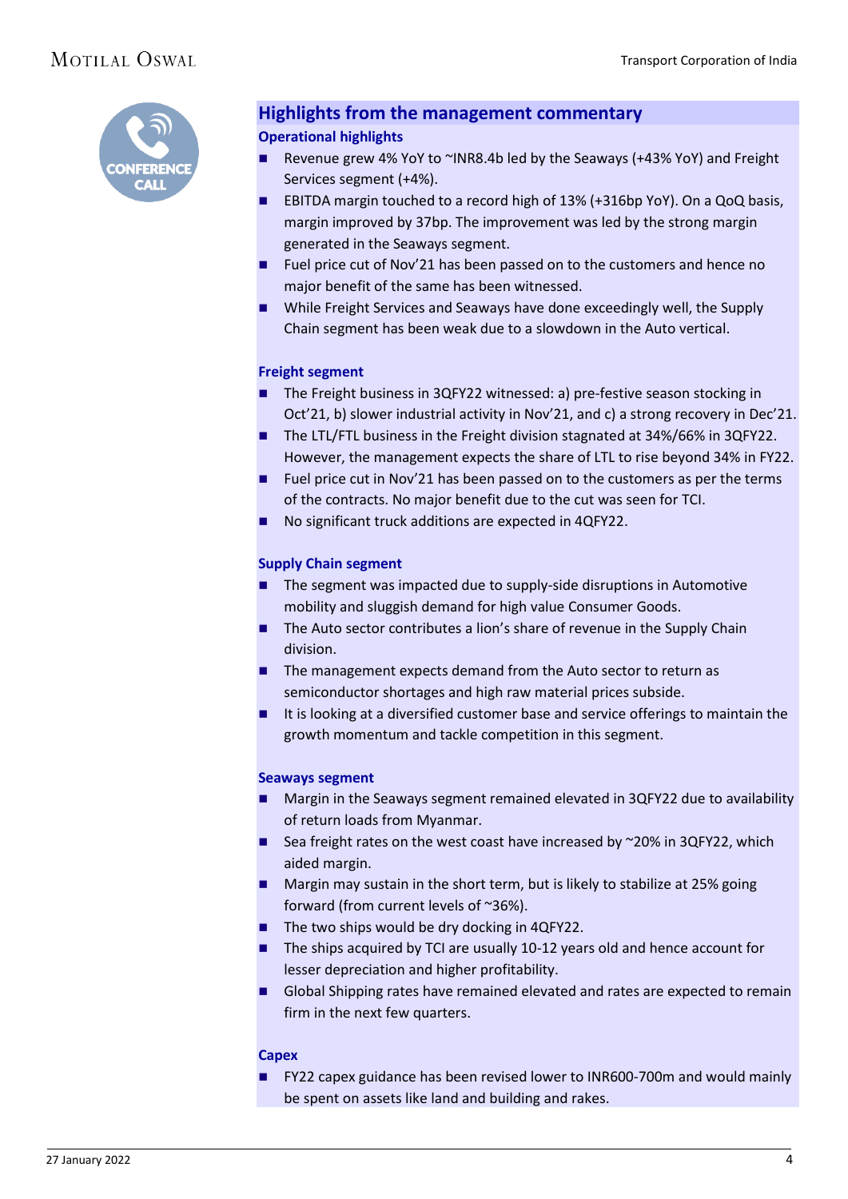## Highlights from the management commentary

### Operational highlights

- Revenue grew 4% YoY to ~INR8.4b led by the Seaways (+43% YoY) and Freight Services segment (+4%).
- EBITDA margin touched to a record high of 13% (+316bp YoY). On a QoQ basis, margin improved by 37bp. The improvement was led by the strong margin generated in the Seaways segment.
- Fuel price cut of Nov'21 has been passed on to the customers and hence no major benefit of the same has been witnessed.
- While Freight Services and Seaways have done exceedingly well, the Supply Chain segment has been weak due to a slowdown in the Auto vertical.

### Freight segment

- The Freight business in 3QFY22 witnessed: a) pre-festive season stocking in Oct'21, b) slower industrial activity in Nov'21, and c) a strong recovery in Dec'21.
- The LTL/FTL business in the Freight division stagnated at 34%/66% in 3QFY22. However, the management expects the share of LTL to rise beyond 34% in FY22.
- Fuel price cut in Nov'21 has been passed on to the customers as per the terms of the contracts. No major benefit due to the cut was seen for TCI.
- No significant truck additions are expected in 4QFY22.

### Supply Chain segment

- The segment was impacted due to supply-side disruptions in Automotive mobility and sluggish demand for high value Consumer Goods.
- The Auto sector contributes a lion's share of revenue in the Supply Chain division.
- The management expects demand from the Auto sector to return as semiconductor shortages and high raw material prices subside.
- It is looking at a diversified customer base and service offerings to maintain the growth momentum and tackle competition in this segment.

### Seaways segment

- Margin in the Seaways segment remained elevated in 3QFY22 due to availability of return loads from Myanmar.
- Sea freight rates on the west coast have increased by ~20% in 3QFY22, which aided margin.
- Margin may sustain in the short term, but is likely to stabilize at 25% going forward (from current levels of ~36%).
- The two ships would be dry docking in 4QFY22.
- The ships acquired by TCI are usually 10-12 years old and hence account for lesser depreciation and higher profitability.
- Global Shipping rates have remained elevated and rates are expected to remain firm in the next few quarters.

### Capex

- FY22 capex guidance has been revised lower to INR600-700m and would mainly be spent on assets like land and building and rakes.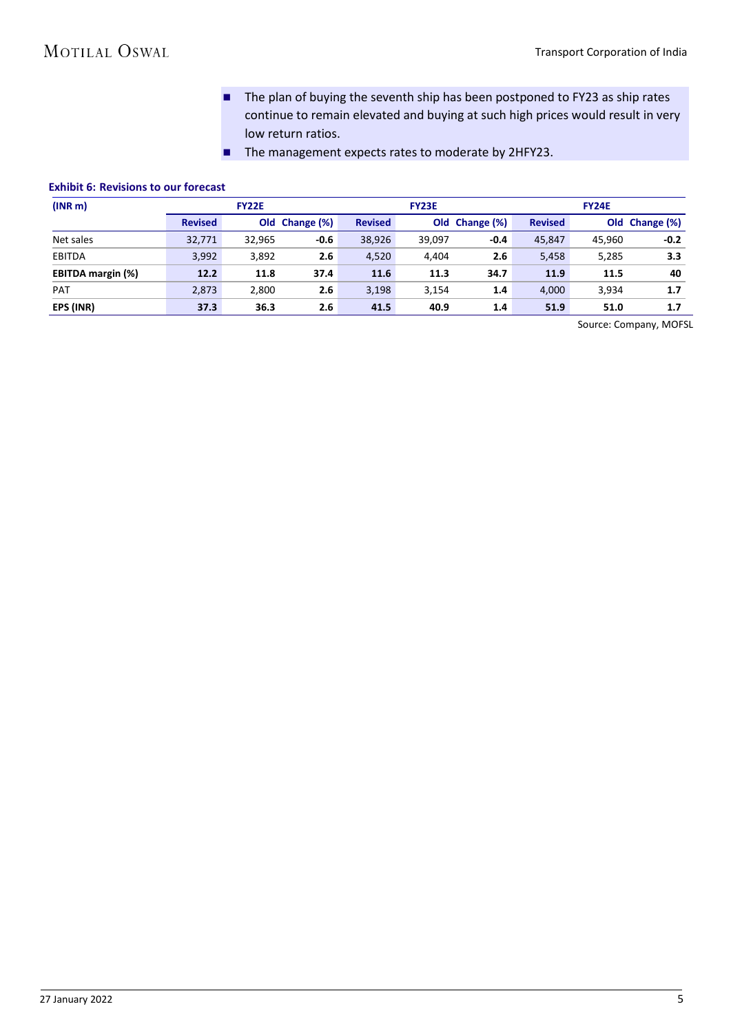- The plan of buying the seventh ship has been postponed to FY23 as ship rates continue to remain elevated and buying at such high prices would result in very low return ratios.
- The management expects rates to moderate by 2HFY23.

**Exhibit 6: Revisions to our forecast**

| (INR m) | FY22E | | | FY23E | | | FY24E | | |
|---|---|---|---|---|---|---|---|---|---|
| | Revised | Old | Change (%) | Revised | Old | Change (%) | Revised | Old | Change (%) |
| Net sales | 32,771 | 32,965 | -0.6 | 38,926 | 39,097 | -0.4 | 45,847 | 45,960 | -0.2 |
| EBITDA | 3,992 | 3,892 | 2.6 | 4,520 | 4,404 | 2.6 | 5,458 | 5,285 | 3.3 |
| **EBITDA margin (%)** | **12.2** | **11.8** | **37.4** | **11.6** | **11.3** | **34.7** | **11.9** | **11.5** | **40** |
| PAT | 2,873 | 2,800 | 2.6 | 3,198 | 3,154 | 1.4 | 4,000 | 3,934 | 1.7 |
| **EPS (INR)** | **37.3** | **36.3** | **2.6** | **41.5** | **40.9** | **1.4** | **51.9** | **51.0** | **1.7** |

Source: Company, MOFSL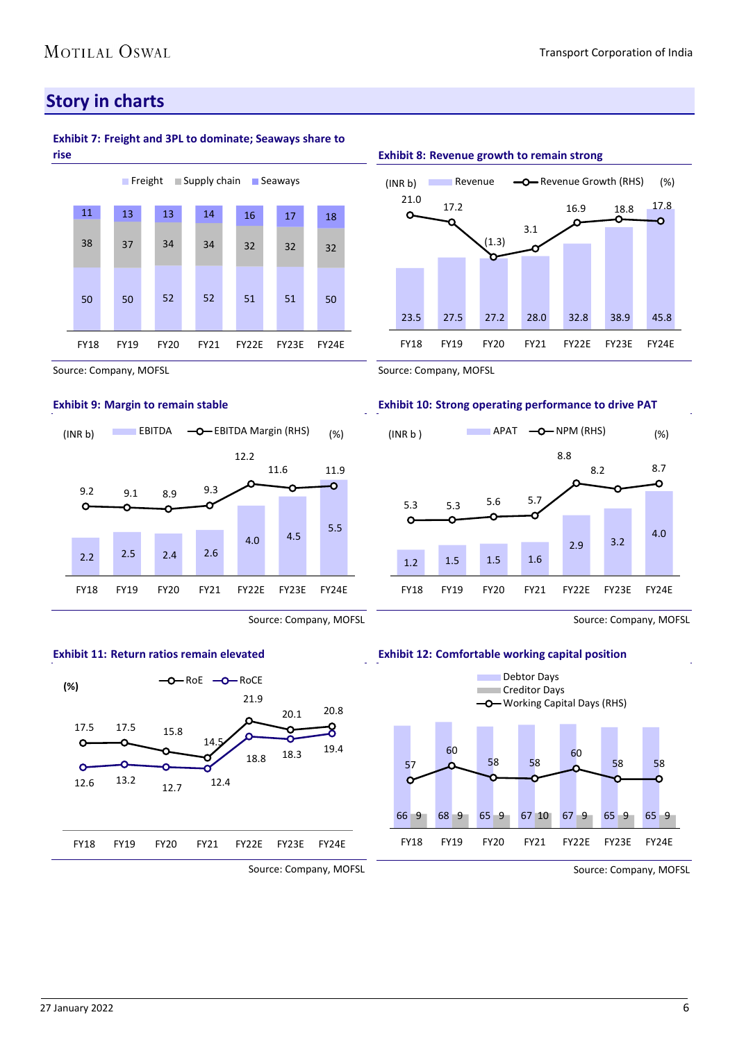## Story in charts

**Exhibit 7: Freight and 3PL to dominate; Seaways share to rise**

Freight Supply chain Seaways

FY18: 50, 38, 11
FY19: 50, 37, 13
FY20: 52, 34, 13
FY21: 52, 34, 14
FY22E: 51, 32, 16
FY23E: 51, 32, 17
FY24E: 50, 32, 18

Source: Company, MOFSL

**Exhibit 8: Revenue growth to remain strong**

(INR b) Revenue Revenue Growth (RHS) (%)

FY18: 23.5, 21.0
FY19: 27.5, 17.2
FY20: 27.2, (1.3)
FY21: 28.0, 3.1
FY22E: 32.8, 16.9
FY23E: 38.9, 18.8
FY24E: 45.8, 17.8

Source: Company, MOFSL

**Exhibit 9: Margin to remain stable**

(INR b) EBITDA EBITDA Margin (RHS) (%)

FY18: 2.2, 9.2
FY19: 2.5, 9.1
FY20: 2.4, 8.9
FY21: 2.6, 9.3
FY22E: 4.0, 12.2
FY23E: 4.5, 11.6
FY24E: 5.5, 11.9

Source: Company, MOFSL

**Exhibit 10: Strong operating performance to drive PAT**

(INR b ) APAT NPM (RHS) (%)

FY18: 1.2, 5.3
FY19: 1.5, 5.3
FY20: 1.5, 5.6
FY21: 1.6, 5.7
FY22E: 2.9, 8.8
FY23E: 3.2, 8.2
FY24E: 4.0, 8.7

Source: Company, MOFSL

**Exhibit 11: Return ratios remain elevated**

(%) RoE RoCE

FY18: 17.5, 12.6
FY19: 17.5, 13.2
FY20: 15.8, 12.7
FY21: 14.5, 12.4
FY22E: 21.9, 18.8
FY23E: 20.1, 18.3
FY24E: 20.8, 19.4

Source: Company, MOFSL

**Exhibit 12: Comfortable working capital position**

Debtor Days Creditor Days Working Capital Days (RHS)

FY18: 66, 9, 57
FY19: 68, 9, 60
FY20: 65, 9, 58
FY21: 67, 10, 58
FY22E: 67, 9, 60
FY23E: 65, 9, 58
FY24E: 65, 9, 58

Source: Company, MOFSL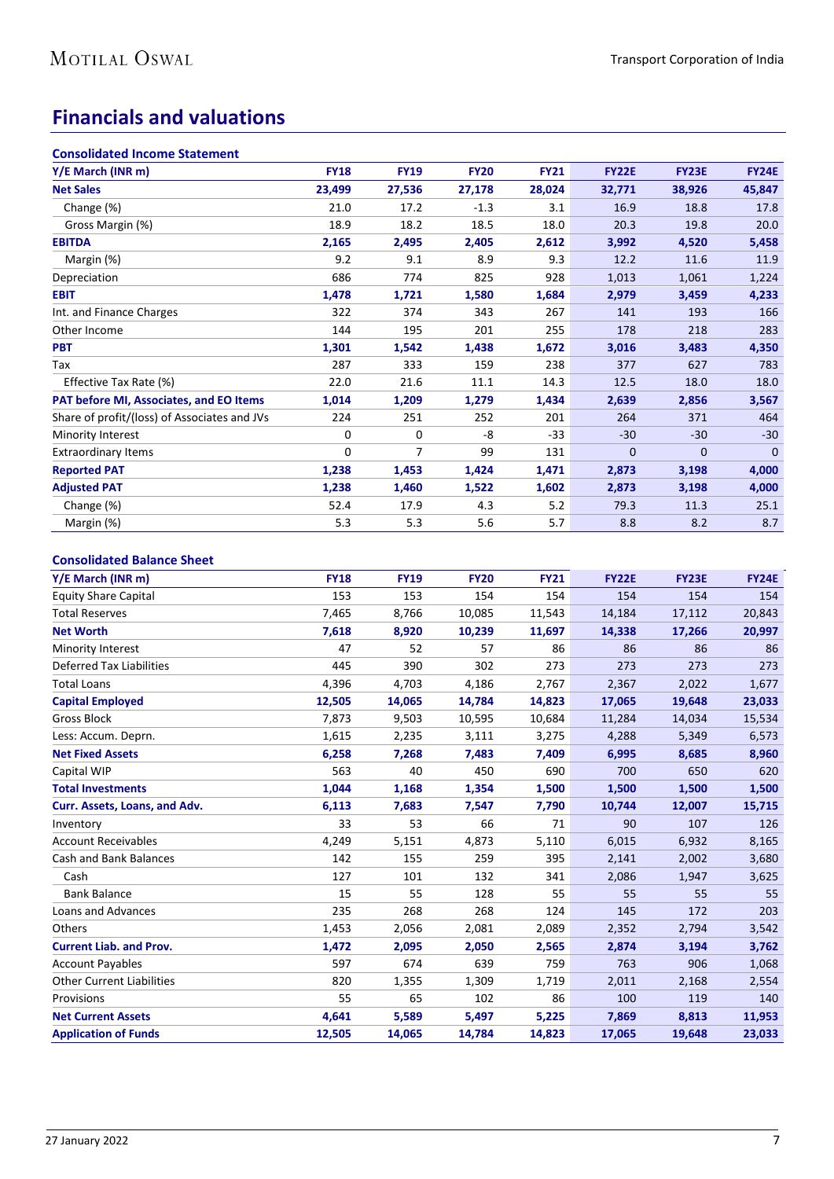# Financials and valuations

### Consolidated Income Statement

| Y/E March (INR m) | FY18 | FY19 | FY20 | FY21 | FY22E | FY23E | FY24E |
|---|---|---|---|---|---|---|---|
| **Net Sales** | **23,499** | **27,536** | **27,178** | **28,024** | **32,771** | **38,926** | **45,847** |
| Change (%) | 21.0 | 17.2 | -1.3 | 3.1 | 16.9 | 18.8 | 17.8 |
| Gross Margin (%) | 18.9 | 18.2 | 18.5 | 18.0 | 20.3 | 19.8 | 20.0 |
| **EBITDA** | **2,165** | **2,495** | **2,405** | **2,612** | **3,992** | **4,520** | **5,458** |
| Margin (%) | 9.2 | 9.1 | 8.9 | 9.3 | 12.2 | 11.6 | 11.9 |
| Depreciation | 686 | 774 | 825 | 928 | 1,013 | 1,061 | 1,224 |
| **EBIT** | **1,478** | **1,721** | **1,580** | **1,684** | **2,979** | **3,459** | **4,233** |
| Int. and Finance Charges | 322 | 374 | 343 | 267 | 141 | 193 | 166 |
| Other Income | 144 | 195 | 201 | 255 | 178 | 218 | 283 |
| **PBT** | **1,301** | **1,542** | **1,438** | **1,672** | **3,016** | **3,483** | **4,350** |
| Tax | 287 | 333 | 159 | 238 | 377 | 627 | 783 |
| Effective Tax Rate (%) | 22.0 | 21.6 | 11.1 | 14.3 | 12.5 | 18.0 | 18.0 |
| **PAT before MI, Associates, and EO Items** | **1,014** | **1,209** | **1,279** | **1,434** | **2,639** | **2,856** | **3,567** |
| Share of profit/(loss) of Associates and JVs | 224 | 251 | 252 | 201 | 264 | 371 | 464 |
| Minority Interest | 0 | 0 | -8 | -33 | -30 | -30 | -30 |
| Extraordinary Items | 0 | 7 | 99 | 131 | 0 | 0 | 0 |
| **Reported PAT** | **1,238** | **1,453** | **1,424** | **1,471** | **2,873** | **3,198** | **4,000** |
| **Adjusted PAT** | **1,238** | **1,460** | **1,522** | **1,602** | **2,873** | **3,198** | **4,000** |
| Change (%) | 52.4 | 17.9 | 4.3 | 5.2 | 79.3 | 11.3 | 25.1 |
| Margin (%) | 5.3 | 5.3 | 5.6 | 5.7 | 8.8 | 8.2 | 8.7 |

### Consolidated Balance Sheet

| Y/E March (INR m) | FY18 | FY19 | FY20 | FY21 | FY22E | FY23E | FY24E |
|---|---|---|---|---|---|---|---|
| Equity Share Capital | 153 | 153 | 154 | 154 | 154 | 154 | 154 |
| Total Reserves | 7,465 | 8,766 | 10,085 | 11,543 | 14,184 | 17,112 | 20,843 |
| **Net Worth** | **7,618** | **8,920** | **10,239** | **11,697** | **14,338** | **17,266** | **20,997** |
| Minority Interest | 47 | 52 | 57 | 86 | 86 | 86 | 86 |
| Deferred Tax Liabilities | 445 | 390 | 302 | 273 | 273 | 273 | 273 |
| Total Loans | 4,396 | 4,703 | 4,186 | 2,767 | 2,367 | 2,022 | 1,677 |
| **Capital Employed** | **12,505** | **14,065** | **14,784** | **14,823** | **17,065** | **19,648** | **23,033** |
| Gross Block | 7,873 | 9,503 | 10,595 | 10,684 | 11,284 | 14,034 | 15,534 |
| Less: Accum. Deprn. | 1,615 | 2,235 | 3,111 | 3,275 | 4,288 | 5,349 | 6,573 |
| **Net Fixed Assets** | **6,258** | **7,268** | **7,483** | **7,409** | **6,995** | **8,685** | **8,960** |
| Capital WIP | 563 | 40 | 450 | 690 | 700 | 650 | 620 |
| **Total Investments** | **1,044** | **1,168** | **1,354** | **1,500** | **1,500** | **1,500** | **1,500** |
| **Curr. Assets, Loans, and Adv.** | **6,113** | **7,683** | **7,547** | **7,790** | **10,744** | **12,007** | **15,715** |
| Inventory | 33 | 53 | 66 | 71 | 90 | 107 | 126 |
| Account Receivables | 4,249 | 5,151 | 4,873 | 5,110 | 6,015 | 6,932 | 8,165 |
| Cash and Bank Balances | 142 | 155 | 259 | 395 | 2,141 | 2,002 | 3,680 |
| Cash | 127 | 101 | 132 | 341 | 2,086 | 1,947 | 3,625 |
| Bank Balance | 15 | 55 | 128 | 55 | 55 | 55 | 55 |
| Loans and Advances | 235 | 268 | 268 | 124 | 145 | 172 | 203 |
| Others | 1,453 | 2,056 | 2,081 | 2,089 | 2,352 | 2,794 | 3,542 |
| **Current Liab. and Prov.** | **1,472** | **2,095** | **2,050** | **2,565** | **2,874** | **3,194** | **3,762** |
| Account Payables | 597 | 674 | 639 | 759 | 763 | 906 | 1,068 |
| Other Current Liabilities | 820 | 1,355 | 1,309 | 1,719 | 2,011 | 2,168 | 2,554 |
| Provisions | 55 | 65 | 102 | 86 | 100 | 119 | 140 |
| **Net Current Assets** | **4,641** | **5,589** | **5,497** | **5,225** | **7,869** | **8,813** | **11,953** |
| **Application of Funds** | **12,505** | **14,065** | **14,784** | **14,823** | **17,065** | **19,648** | **23,033** |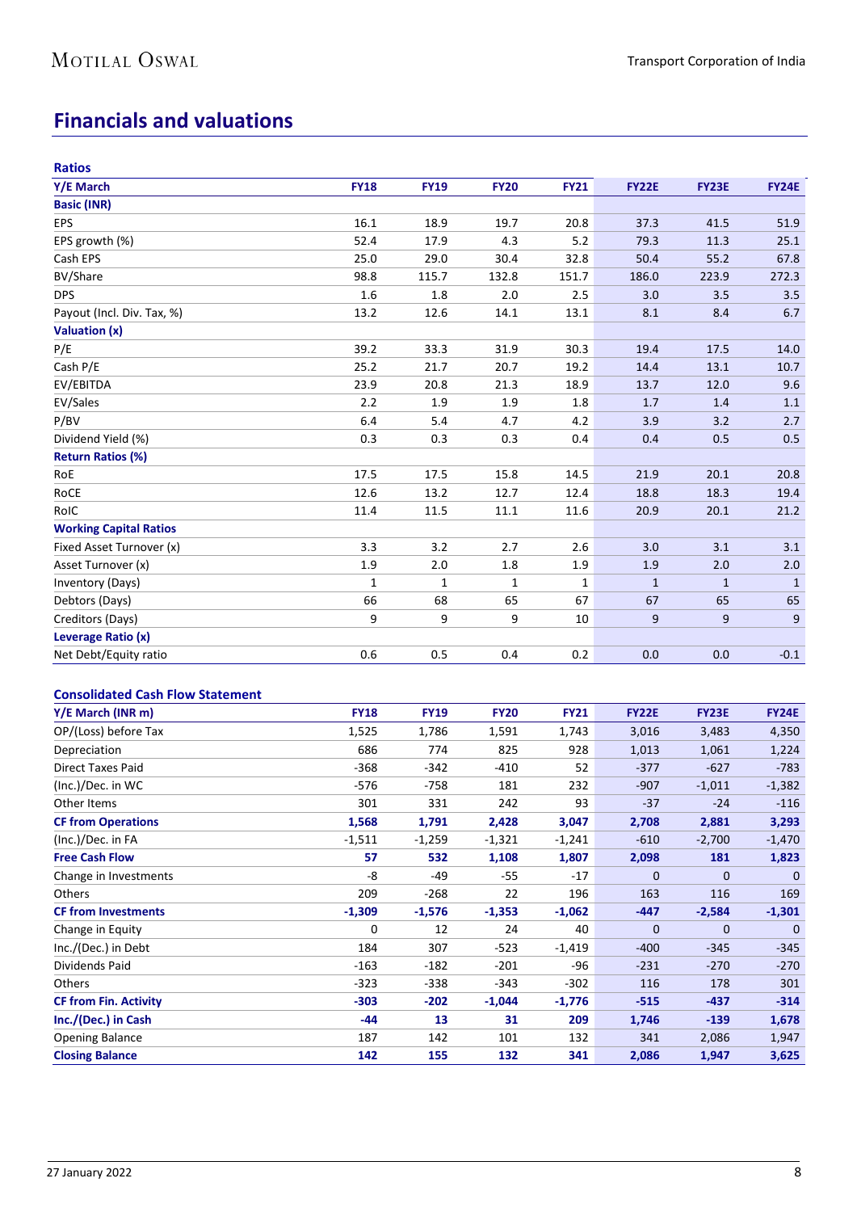## Financials and valuations

**Ratios**

| Y/E March | FY18 | FY19 | FY20 | FY21 | FY22E | FY23E | FY24E |
|---|---|---|---|---|---|---|---|
| **Basic (INR)** | | | | | | | |
| EPS | 16.1 | 18.9 | 19.7 | 20.8 | 37.3 | 41.5 | 51.9 |
| EPS growth (%) | 52.4 | 17.9 | 4.3 | 5.2 | 79.3 | 11.3 | 25.1 |
| Cash EPS | 25.0 | 29.0 | 30.4 | 32.8 | 50.4 | 55.2 | 67.8 |
| BV/Share | 98.8 | 115.7 | 132.8 | 151.7 | 186.0 | 223.9 | 272.3 |
| DPS | 1.6 | 1.8 | 2.0 | 2.5 | 3.0 | 3.5 | 3.5 |
| Payout (Incl. Div. Tax, %) | 13.2 | 12.6 | 14.1 | 13.1 | 8.1 | 8.4 | 6.7 |
| **Valuation (x)** | | | | | | | |
| P/E | 39.2 | 33.3 | 31.9 | 30.3 | 19.4 | 17.5 | 14.0 |
| Cash P/E | 25.2 | 21.7 | 20.7 | 19.2 | 14.4 | 13.1 | 10.7 |
| EV/EBITDA | 23.9 | 20.8 | 21.3 | 18.9 | 13.7 | 12.0 | 9.6 |
| EV/Sales | 2.2 | 1.9 | 1.9 | 1.8 | 1.7 | 1.4 | 1.1 |
| P/BV | 6.4 | 5.4 | 4.7 | 4.2 | 3.9 | 3.2 | 2.7 |
| Dividend Yield (%) | 0.3 | 0.3 | 0.3 | 0.4 | 0.4 | 0.5 | 0.5 |
| **Return Ratios (%)** | | | | | | | |
| RoE | 17.5 | 17.5 | 15.8 | 14.5 | 21.9 | 20.1 | 20.8 |
| RoCE | 12.6 | 13.2 | 12.7 | 12.4 | 18.8 | 18.3 | 19.4 |
| RoIC | 11.4 | 11.5 | 11.1 | 11.6 | 20.9 | 20.1 | 21.2 |
| **Working Capital Ratios** | | | | | | | |
| Fixed Asset Turnover (x) | 3.3 | 3.2 | 2.7 | 2.6 | 3.0 | 3.1 | 3.1 |
| Asset Turnover (x) | 1.9 | 2.0 | 1.8 | 1.9 | 1.9 | 2.0 | 2.0 |
| Inventory (Days) | 1 | 1 | 1 | 1 | 1 | 1 | 1 |
| Debtors (Days) | 66 | 68 | 65 | 67 | 67 | 65 | 65 |
| Creditors (Days) | 9 | 9 | 9 | 10 | 9 | 9 | 9 |
| **Leverage Ratio (x)** | | | | | | | |
| Net Debt/Equity ratio | 0.6 | 0.5 | 0.4 | 0.2 | 0.0 | 0.0 | -0.1 |

**Consolidated Cash Flow Statement**

| Y/E March (INR m) | FY18 | FY19 | FY20 | FY21 | FY22E | FY23E | FY24E |
|---|---|---|---|---|---|---|---|
| OP/(Loss) before Tax | 1,525 | 1,786 | 1,591 | 1,743 | 3,016 | 3,483 | 4,350 |
| Depreciation | 686 | 774 | 825 | 928 | 1,013 | 1,061 | 1,224 |
| Direct Taxes Paid | -368 | -342 | -410 | 52 | -377 | -627 | -783 |
| (Inc.)/Dec. in WC | -576 | -758 | 181 | 232 | -907 | -1,011 | -1,382 |
| Other Items | 301 | 331 | 242 | 93 | -37 | -24 | -116 |
| **CF from Operations** | **1,568** | **1,791** | **2,428** | **3,047** | **2,708** | **2,881** | **3,293** |
| (Inc.)/Dec. in FA | -1,511 | -1,259 | -1,321 | -1,241 | -610 | -2,700 | -1,470 |
| **Free Cash Flow** | **57** | **532** | **1,108** | **1,807** | **2,098** | **181** | **1,823** |
| Change in Investments | -8 | -49 | -55 | -17 | 0 | 0 | 0 |
| Others | 209 | -268 | 22 | 196 | 163 | 116 | 169 |
| **CF from Investments** | **-1,309** | **-1,576** | **-1,353** | **-1,062** | **-447** | **-2,584** | **-1,301** |
| Change in Equity | 0 | 12 | 24 | 40 | 0 | 0 | 0 |
| Inc./(Dec.) in Debt | 184 | 307 | -523 | -1,419 | -400 | -345 | -345 |
| Dividends Paid | -163 | -182 | -201 | -96 | -231 | -270 | -270 |
| Others | -323 | -338 | -343 | -302 | 116 | 178 | 301 |
| **CF from Fin. Activity** | **-303** | **-202** | **-1,044** | **-1,776** | **-515** | **-437** | **-314** |
| **Inc./(Dec.) in Cash** | **-44** | **13** | **31** | **209** | **1,746** | **-139** | **1,678** |
| Opening Balance | 187 | 142 | 101 | 132 | 341 | 2,086 | 1,947 |
| **Closing Balance** | **142** | **155** | **132** | **341** | **2,086** | **1,947** | **3,625** |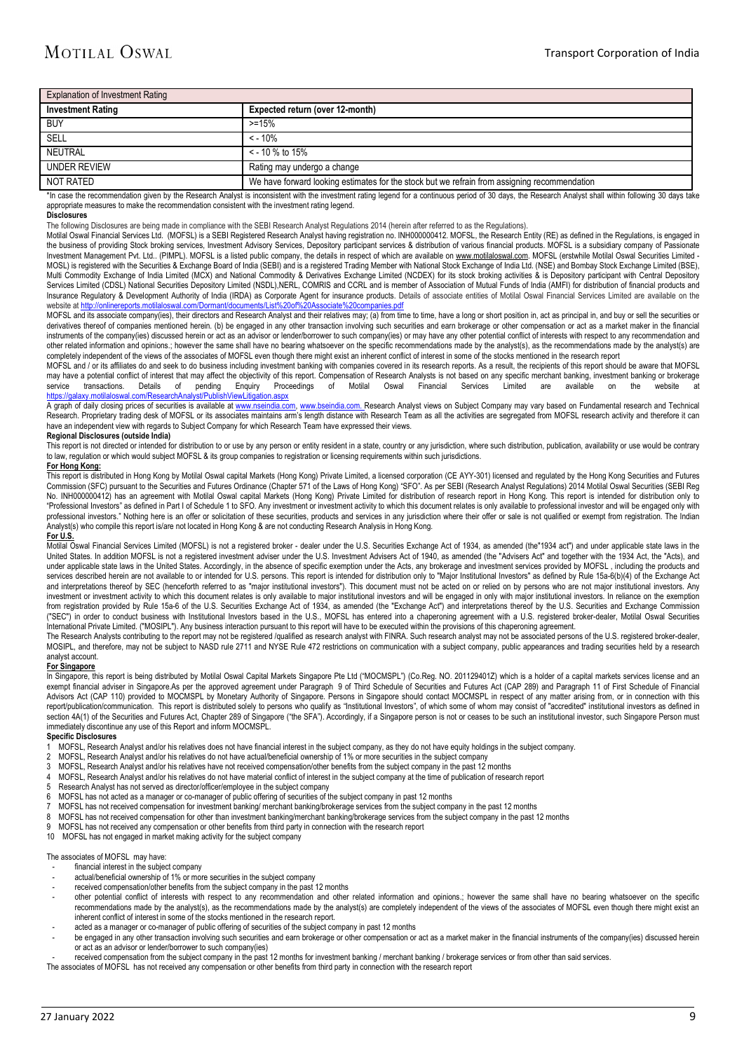| Explanation of Investment Rating | |
|---|---|
| **Investment Rating** | **Expected return (over 12-month)** |
| BUY | >=15% |
| SELL | < - 10% |
| NEUTRAL | < - 10 % to 15% |
| UNDER REVIEW | Rating may undergo a change |
| NOT RATED | We have forward looking estimates for the stock but we refrain from assigning recommendation |

*In case the recommendation given by the Research Analyst is inconsistent with the investment rating legend for a continuous period of 30 days, the Research Analyst shall within following 30 days take appropriate measures to make the recommendation consistent with the investment rating legend.

**Disclosures**

The following Disclosures are being made in compliance with the SEBI Research Analyst Regulations 2014 (herein after referred to as the Regulations).

Motilal Oswal Financial Services Ltd. (MOFSL) is a SEBI Registered Research Analyst having registration no. INH000000412. MOFSL, the Research Entity (RE) as defined in the Regulations, is engaged in the business of providing Stock broking services, Investment Advisory Services, Depository participant services & distribution of various financial products. MOFSL is a subsidiary company of Passionate Investment Management Pvt. Ltd.. (PIMPL). MOFSL is a listed public company, the details in respect of which are available on www.motilaloswal.com. MOFSL (erstwhile Motilal Oswal Securities Limited - MOSL) is registered with the Securities & Exchange Board of India (SEBI) and is a registered Trading Member with National Stock Exchange of India Ltd. (NSE) and Bombay Stock Exchange Limited (BSE), Multi Commodity Exchange of India Limited (MCX) and National Commodity & Derivatives Exchange Limited (NCDEX) for its stock broking activities & is Depository participant with Central Depository Services Limited (CDSL) National Securities Depository Limited (NSDL),NERL, COMRIS and CCRL and is member of Association of Mutual Funds of India (AMFI) for distribution of financial products and Insurance Regulatory & Development Authority of India (IRDA) as Corporate Agent for insurance products. Details of associate entities of Motilal Oswal Financial Services Limited are available on the website at http://onlinereports.motilaloswal.com/Dormant/documents/List%20of%20Associate%20companies.pdf

MOFSL and its associate company(ies), their directors and Research Analyst and their relatives may; (a) from time to time, have a long or short position in, act as principal in, and buy or sell the securities or derivatives thereof of companies mentioned herein. (b) be engaged in any other transaction involving such securities and earn brokerage or other compensation or act as a market maker in the financial instruments of the company(ies) discussed herein or act as an advisor or lender/borrower to such company(ies) or may have any other potential conflict of interests with respect to any recommendation and other related information and opinions.; however the same shall have no bearing whatsoever on the specific recommendations made by the analyst(s), as the recommendations made by the analyst(s) are completely independent of the views of the associates of MOFSL even though there might exist an inherent conflict of interest in some of the stocks mentioned in the research report

MOFSL and / or its affiliates do and seek to do business including investment banking with companies covered in its research reports. As a result, the recipients of this report should be aware that MOFSL may have a potential conflict of interest that may affect the objectivity of this report. Compensation of Research Analysts is not based on any specific merchant banking, investment banking or brokerage service transactions. Details of pending Enquiry Proceedings of Motilal Oswal Financial Services Limited are available on the website at https://galaxy.motilaloswal.com/ResearchAnalyst/PublishViewLitigation.aspx

A graph of daily closing prices of securities is available at www.nseindia.com, www.bseindia.com. Research Analyst views on Subject Company may vary based on Fundamental research and Technical Research. Proprietary trading desk of MOFSL or its associates maintains arm's length distance with Research Team as all the activities are segregated from MOFSL research activity and therefore it can have an independent view with regards to Subject Company for which Research Team have expressed their views.

**Regional Disclosures (outside India)**

This report is not directed or intended for distribution to or use by any person or entity resident in a state, country or any jurisdiction, where such distribution, publication, availability or use would be contrary to law, regulation or which would subject MOFSL & its group companies to registration or licensing requirements within such jurisdictions.

**For Hong Kong:**

This report is distributed in Hong Kong by Motilal Oswal capital Markets (Hong Kong) Private Limited, a licensed corporation (CE AYY-301) licensed and regulated by the Hong Kong Securities and Futures Commission (SFC) pursuant to the Securities and Futures Ordinance (Chapter 571 of the Laws of Hong Kong) "SFO". As per SEBI (Research Analyst Regulations) 2014 Motilal Oswal Securities (SEBI Reg No. INH000000412) has an agreement with Motilal Oswal capital Markets (Hong Kong) Private Limited for distribution of research report in Hong Kong. This report is intended for distribution only to "Professional Investors" as defined in Part I of Schedule 1 to SFO. Any investment or investment activity to which this document relates is only available to professional investor and will be engaged only with professional investors." Nothing here is an offer or solicitation of these securities, products and services in any jurisdiction where their offer or sale is not qualified or exempt from registration. The Indian Analyst(s) who compile this report is/are not located in Hong Kong & are not conducting Research Analysis in Hong Kong.

**For U.S.**

Motilal Oswal Financial Services Limited (MOFSL) is not a registered broker - dealer under the U.S. Securities Exchange Act of 1934, as amended (the"1934 act") and under applicable state laws in the United States. In addition MOFSL is not a registered investment adviser under the U.S. Investment Advisers Act of 1940, as amended (the "Advisers Act" and together with the 1934 Act, the "Acts), and under applicable state laws in the United States. Accordingly, in the absence of specific exemption under the Acts, any brokerage and investment services provided by MOFSL , including the products and services described herein are not available to or intended for U.S. persons. This report is intended for distribution only to "Major Institutional Investors" as defined by Rule 15a-6(b)(4) of the Exchange Act and interpretations thereof by SEC (henceforth referred to as "major institutional investors"). This document must not be acted on or relied on by persons who are not major institutional investors. Any investment or investment activity to which this document relates is only available to major institutional investors and will be engaged in only with major institutional investors. In reliance on the exemption from registration provided by Rule 15a-6 of the U.S. Securities Exchange Act of 1934, as amended (the "Exchange Act") and interpretations thereof by the U.S. Securities and Exchange Commission ("SEC") in order to conduct business with Institutional Investors based in the U.S., MOFSL has entered into a chaperoning agreement with a U.S. registered broker-dealer, Motilal Oswal Securities International Private Limited. ("MOSIPL"). Any business interaction pursuant to this report will have to be executed within the provisions of this chaperoning agreement.

The Research Analysts contributing to the report may not be registered /qualified as research analyst with FINRA. Such research analyst may not be associated persons of the U.S. registered broker-dealer, MOSIPL, and therefore, may not be subject to NASD rule 2711 and NYSE Rule 472 restrictions on communication with a subject company, public appearances and trading securities held by a research analyst account.

**For Singapore**

In Singapore, this report is being distributed by Motilal Oswal Capital Markets Singapore Pte Ltd ("MOCMSPL") (Co.Reg. NO. 201129401Z) which is a holder of a capital markets services license and an exempt financial adviser in Singapore.As per the approved agreement under Paragraph 9 of Third Schedule of Securities and Futures Act (CAP 289) and Paragraph 11 of First Schedule of Financial Advisors Act (CAP 110) provided to MOCMSPL by Monetary Authority of Singapore. Persons in Singapore should contact MOCMSPL in respect of any matter arising from, or in connection with this report/publication/communication. This report is distributed solely to persons who qualify as "Institutional Investors", of which some of whom may consist of "accredited" institutional investors as defined in section 4A(1) of the Securities and Futures Act, Chapter 289 of Singapore ("the SFA"). Accordingly, if a Singapore person is not or ceases to be such an institutional investor, such Singapore Person must immediately discontinue any use of this Report and inform MOCMSPL.

**Specific Disclosures**

1. MOFSL, Research Analyst and/or his relatives does not have financial interest in the subject company, as they do not have equity holdings in the subject company.
2. MOFSL, Research Analyst and/or his relatives do not have actual/beneficial ownership of 1% or more securities in the subject company
3. MOFSL, Research Analyst and/or his relatives have not received compensation/other benefits from the subject company in the past 12 months
4. MOFSL, Research Analyst and/or his relatives do not have material conflict of interest in the subject company at the time of publication of research report
5. Research Analyst has not served as director/officer/employee in the subject company
6. MOFSL has not acted as a manager or co-manager of public offering of securities of the subject company in past 12 months
7. MOFSL has not received compensation for investment banking/ merchant banking/brokerage services from the subject company in the past 12 months
8. MOFSL has not received compensation for other than investment banking/merchant banking/brokerage services from the subject company in the past 12 months
9. MOFSL has not received any compensation or other benefits from third party in connection with the research report
10. MOFSL has not engaged in market making activity for the subject company

The associates of MOFSL may have:

- financial interest in the subject company
- actual/beneficial ownership of 1% or more securities in the subject company
- received compensation/other benefits from the subject company in the past 12 months
- other potential conflict of interests with respect to any recommendation and other related information and opinions.; however the same shall have no bearing whatsoever on the specific recommendations made by the analyst(s), as the recommendations made by the analyst(s) are completely independent of the views of the associates of MOFSL even though there might exist an inherent conflict of interest in some of the stocks mentioned in the research report.
- acted as a manager or co-manager of public offering of securities of the subject company in past 12 months
- be engaged in any other transaction involving such securities and earn brokerage or other compensation or act as a market maker in the financial instruments of the company(ies) discussed herein or act as an advisor or lender/borrower to such company(ies)
- received compensation from the subject company in the past 12 months for investment banking / merchant banking / brokerage services or from other than said services.

The associates of MOFSL has not received any compensation or other benefits from third party in connection with the research report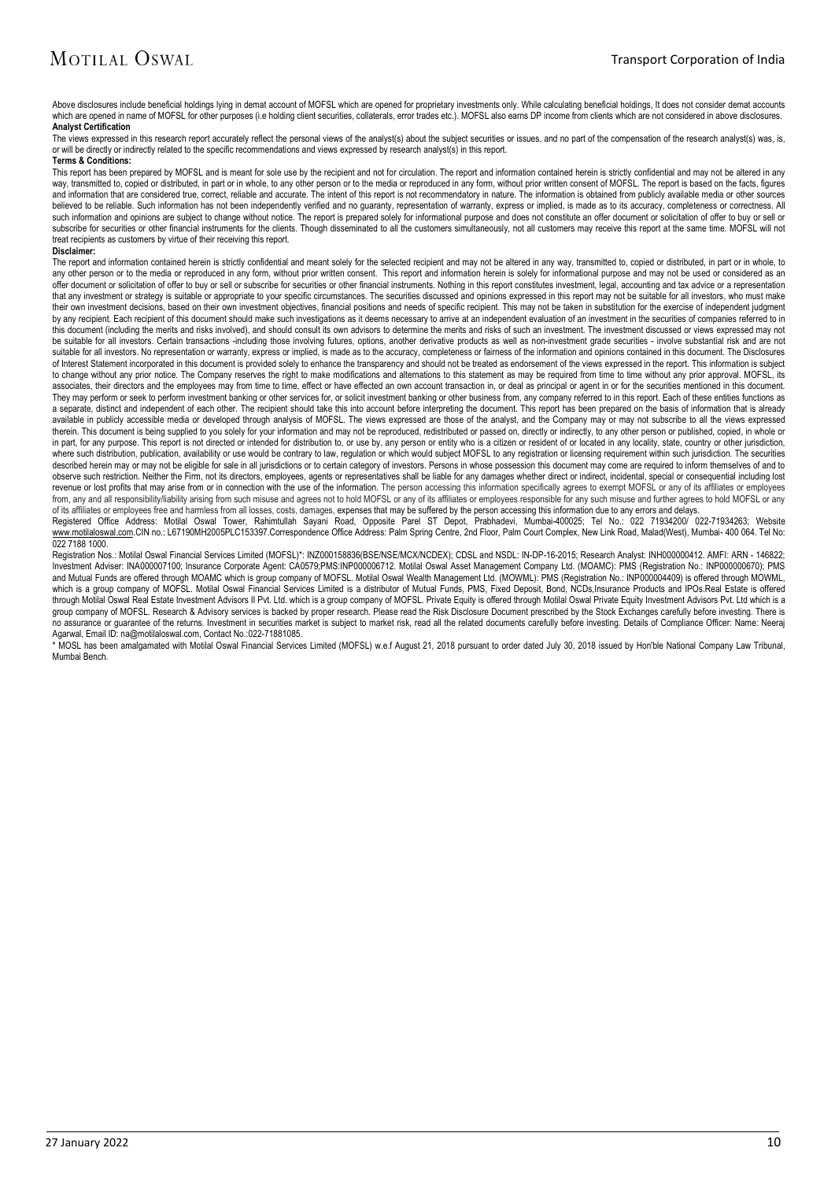Above disclosures include beneficial holdings lying in demat account of MOFSL which are opened for proprietary investments only. While calculating beneficial holdings, It does not consider demat accounts which are opened in name of MOFSL for other purposes (i.e holding client securities, collaterals, error trades etc.). MOFSL also earns DP income from clients which are not considered in above disclosures.

**Analyst Certification**

The views expressed in this research report accurately reflect the personal views of the analyst(s) about the subject securities or issues, and no part of the compensation of the research analyst(s) was, is, or will be directly or indirectly related to the specific recommendations and views expressed by research analyst(s) in this report.

**Terms & Conditions:**

This report has been prepared by MOFSL and is meant for sole use by the recipient and not for circulation. The report and information contained herein is strictly confidential and may not be altered in any way, transmitted to, copied or distributed, in part or in whole, to any other person or to the media or reproduced in any form, without prior written consent of MOFSL. The report is based on the facts, figures and information that are considered true, correct, reliable and accurate. The intent of this report is not recommendatory in nature. The information is obtained from publicly available media or other sources believed to be reliable. Such information has not been independently verified and no guaranty, representation of warranty, express or implied, is made as to its accuracy, completeness or correctness. All such information and opinions are subject to change without notice. The report is prepared solely for informational purpose and does not constitute an offer document or solicitation of offer to buy or sell or subscribe for securities or other financial instruments for the clients. Though disseminated to all the customers simultaneously, not all customers may receive this report at the same time. MOFSL will not treat recipients as customers by virtue of their receiving this report.

**Disclaimer:**

The report and information contained herein is strictly confidential and meant solely for the selected recipient and may not be altered in any way, transmitted to, copied or distributed, in part or in whole, to any other person or to the media or reproduced in any form, without prior written consent. This report and information herein is solely for informational purpose and may not be used or considered as an offer document or solicitation of offer to buy or sell or subscribe for securities or other financial instruments. Nothing in this report constitutes investment, legal, accounting and tax advice or a representation that any investment or strategy is suitable or appropriate to your specific circumstances. The securities discussed and opinions expressed in this report may not be suitable for all investors, who must make their own investment decisions, based on their own investment objectives, financial positions and needs of specific recipient. This may not be taken in substitution for the exercise of independent judgment by any recipient. Each recipient of this document should make such investigations as it deems necessary to arrive at an independent evaluation of an investment in the securities of companies referred to in this document (including the merits and risks involved), and should consult its own advisors to determine the merits and risks of such an investment. The investment discussed or views expressed may not be suitable for all investors. Certain transactions -including those involving futures, options, another derivative products as well as non-investment grade securities - involve substantial risk and are not suitable for all investors. No representation or warranty, express or implied, is made as to the accuracy, completeness or fairness of the information and opinions contained in this document. The Disclosures of Interest Statement incorporated in this document is provided solely to enhance the transparency and should not be treated as endorsement of the views expressed in the report. This information is subject to change without any prior notice. The Company reserves the right to make modifications and alternations to this statement as may be required from time to time without any prior approval. MOFSL, its associates, their directors and the employees may from time to time, effect or have effected an own account transaction in, or deal as principal or agent in or for the securities mentioned in this document. They may perform or seek to perform investment banking or other services for, or solicit investment banking or other business from, any company referred to in this report. Each of these entities functions as a separate, distinct and independent of each other. The recipient should take this into account before interpreting the document. This report has been prepared on the basis of information that is already available in publicly accessible media or developed through analysis of MOFSL. The views expressed are those of the analyst, and the Company may or may not subscribe to all the views expressed therein. This document is being supplied to you solely for your information and may not be reproduced, redistributed or passed on, directly or indirectly, to any other person or published, copied, in whole or in part, for any purpose. This report is not directed or intended for distribution to, or use by, any person or entity who is a citizen or resident of or located in any locality, state, country or other jurisdiction, where such distribution, publication, availability or use would be contrary to law, regulation or which would subject MOFSL to any registration or licensing requirement within such jurisdiction. The securities described herein may or may not be eligible for sale in all jurisdictions or to certain category of investors. Persons in whose possession this document may come are required to inform themselves of and to observe such restriction. Neither the Firm, not its directors, employees, agents or representatives shall be liable for any damages whether direct or indirect, incidental, special or consequential including lost revenue or lost profits that may arise from or in connection with the use of the information. The person accessing this information specifically agrees to exempt MOFSL or any of its affiliates or employees from, any and all responsibility/liability arising from such misuse and agrees not to hold MOFSL or any of its affiliates or employees responsible for any such misuse and further agrees to hold MOFSL or any of its affiliates or employees free and harmless from all losses, costs, damages, expenses that may be suffered by the person accessing this information due to any errors and delays.

Registered Office Address: Motilal Oswal Tower, Rahimtullah Sayani Road, Opposite Parel ST Depot, Prabhadevi, Mumbai-400025; Tel No.: 022 71934200/ 022-71934263; Website www.motilaloswal.com.CIN no.: L67190MH2005PLC153397.Correspondence Office Address: Palm Spring Centre, 2nd Floor, Palm Court Complex, New Link Road, Malad(West), Mumbai- 400 064. Tel No: 022 7188 1000.

Registration Nos.: Motilal Oswal Financial Services Limited (MOFSL)*: INZ000158836(BSE/NSE/MCX/NCDEX); CDSL and NSDL: IN-DP-16-2015; Research Analyst: INH000000412. AMFI: ARN - 146822; Investment Adviser: INA000007100; Insurance Corporate Agent: CA0579;PMS:INP000006712. Motilal Oswal Asset Management Company Ltd. (MOAMC): PMS (Registration No.: INP000000670); PMS and Mutual Funds are offered through MOAMC which is group company of MOFSL. Motilal Oswal Wealth Management Ltd. (MOWML): PMS (Registration No.: INP000004409) is offered through MOWML, which is a group company of MOFSL. Motilal Oswal Financial Services Limited is a distributor of Mutual Funds, PMS, Fixed Deposit, Bond, NCDs,Insurance Products and IPOs.Real Estate is offered through Motilal Oswal Real Estate Investment Advisors II Pvt. Ltd. which is a group company of MOFSL. Private Equity is offered through Motilal Oswal Private Equity Investment Advisors Pvt. Ltd which is a group company of MOFSL. Research & Advisory services is backed by proper research. Please read the Risk Disclosure Document prescribed by the Stock Exchanges carefully before investing. There is no assurance or guarantee of the returns. Investment in securities market is subject to market risk, read all the related documents carefully before investing. Details of Compliance Officer: Name: Neeraj Agarwal, Email ID: na@motilaloswal.com, Contact No.:022-71881085.

* MOSL has been amalgamated with Motilal Oswal Financial Services Limited (MOFSL) w.e.f August 21, 2018 pursuant to order dated July 30, 2018 issued by Hon'ble National Company Law Tribunal, Mumbai Bench.